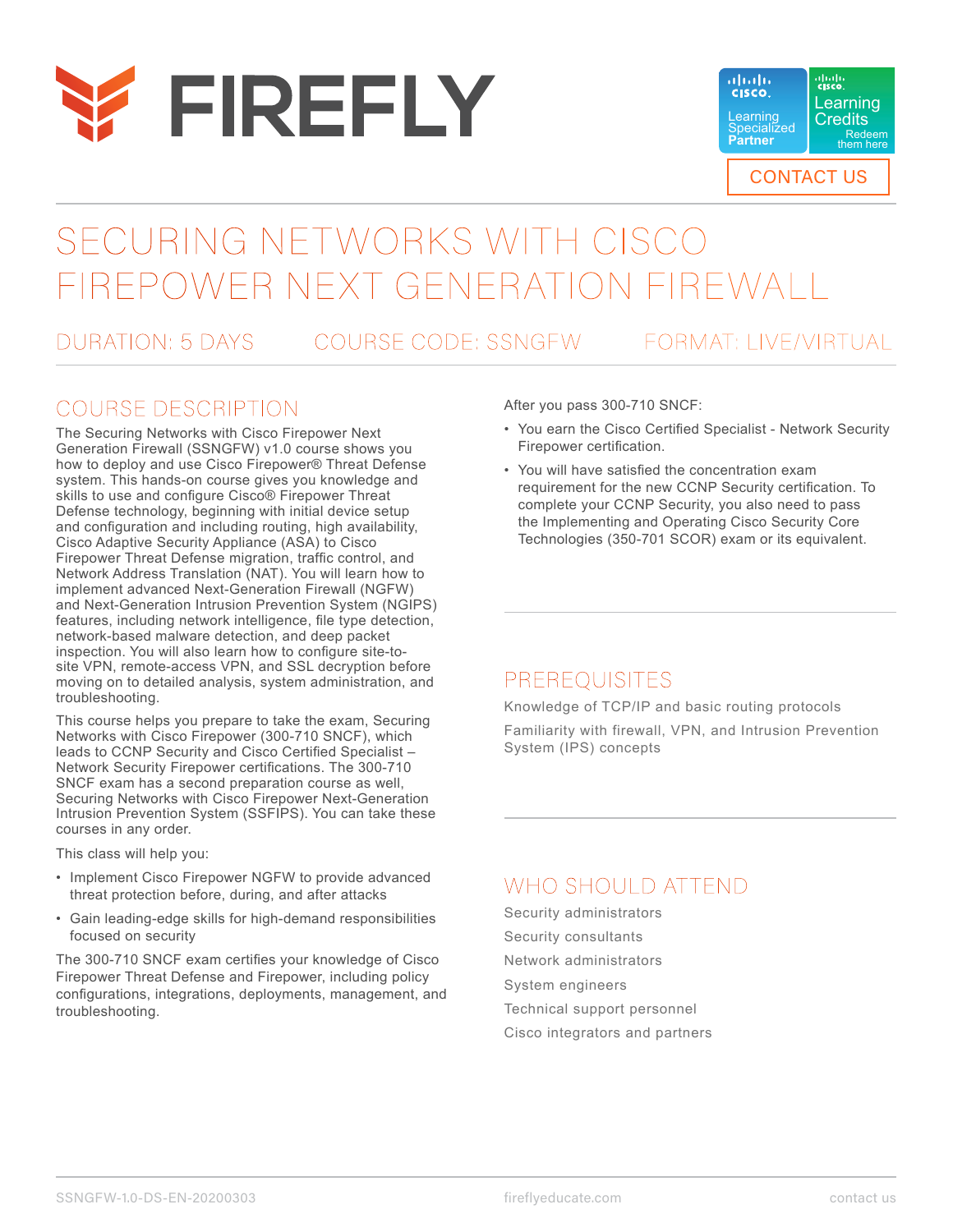# FIREFLY

Cisco Learning Specialized Partner | Cisco Learning Credits — Redeem them here

CONTACT US

# SECURING NETWORKS WITH CISCO FIREPOWER NEXT GENERATION FIREWALL

DURATION: 5 DAYS | COURSE CODE: SSNGFW | FORMAT: LIVE/VIRTUAL

## COURSE DESCRIPTION

The Securing Networks with Cisco Firepower Next Generation Firewall (SSNGFW) v1.0 course shows you how to deploy and use Cisco Firepower® Threat Defense system. This hands-on course gives you knowledge and skills to use and configure Cisco® Firepower Threat Defense technology, beginning with initial device setup and configuration and including routing, high availability, Cisco Adaptive Security Appliance (ASA) to Cisco Firepower Threat Defense migration, traffic control, and Network Address Translation (NAT). You will learn how to implement advanced Next-Generation Firewall (NGFW) and Next-Generation Intrusion Prevention System (NGIPS) features, including network intelligence, file type detection, network-based malware detection, and deep packet inspection. You will also learn how to configure site-to-site VPN, remote-access VPN, and SSL decryption before moving on to detailed analysis, system administration, and troubleshooting.

This course helps you prepare to take the exam, Securing Networks with Cisco Firepower (300-710 SNCF), which leads to CCNP Security and Cisco Certified Specialist – Network Security Firepower certifications. The 300-710 SNCF exam has a second preparation course as well, Securing Networks with Cisco Firepower Next-Generation Intrusion Prevention System (SSFIPS). You can take these courses in any order.

This class will help you:

- Implement Cisco Firepower NGFW to provide advanced threat protection before, during, and after attacks
- Gain leading-edge skills for high-demand responsibilities focused on security

The 300-710 SNCF exam certifies your knowledge of Cisco Firepower Threat Defense and Firepower, including policy configurations, integrations, deployments, management, and troubleshooting.

After you pass 300-710 SNCF:

- You earn the Cisco Certified Specialist - Network Security Firepower certification.
- You will have satisfied the concentration exam requirement for the new CCNP Security certification. To complete your CCNP Security, you also need to pass the Implementing and Operating Cisco Security Core Technologies (350-701 SCOR) exam or its equivalent.

## PREREQUISITES

Knowledge of TCP/IP and basic routing protocols

Familiarity with firewall, VPN, and Intrusion Prevention System (IPS) concepts

## WHO SHOULD ATTEND

Security administrators

Security consultants

Network administrators

System engineers

Technical support personnel

Cisco integrators and partners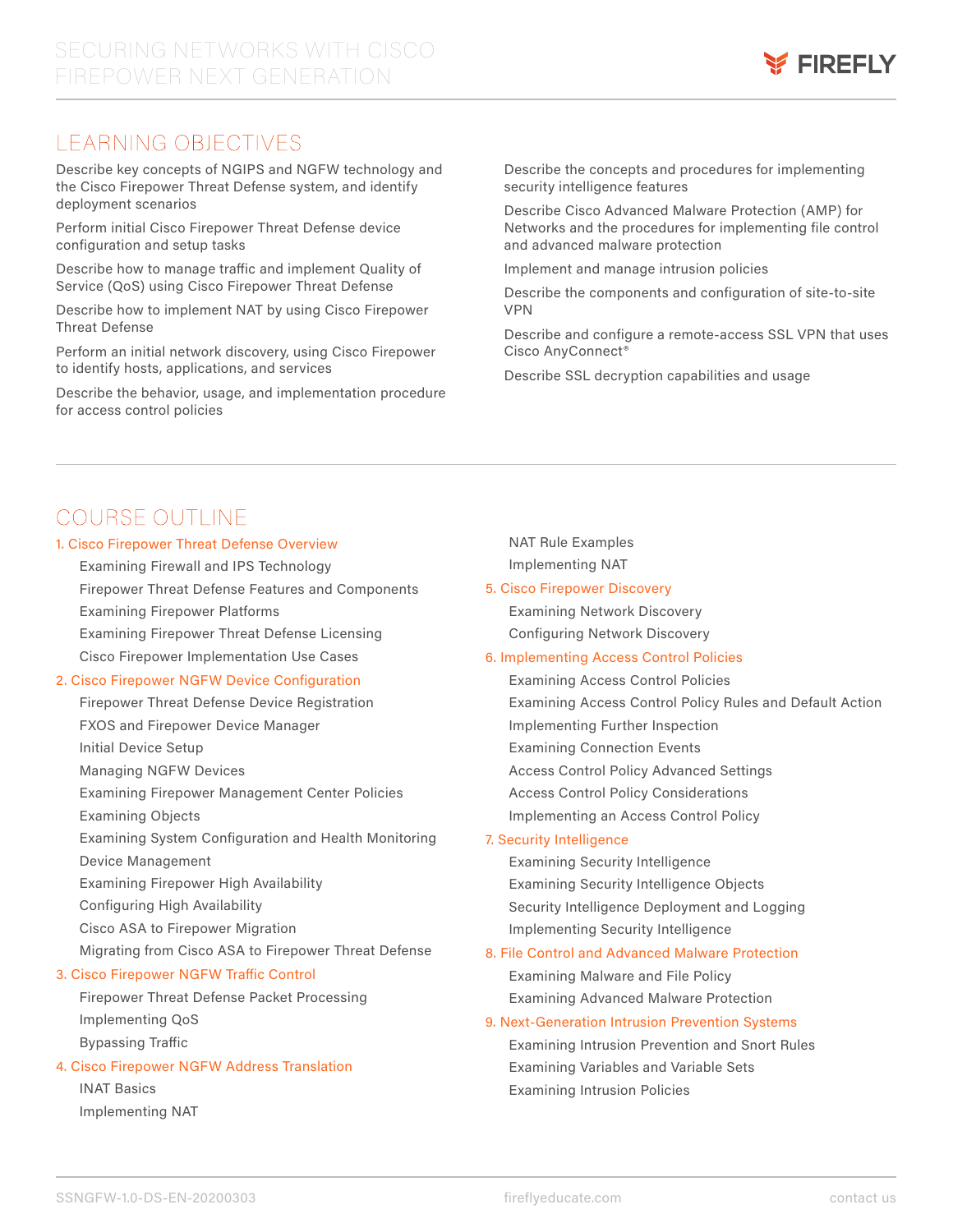## LEARNING OBJECTIVES

- Describe key concepts of NGIPS and NGFW technology and the Cisco Firepower Threat Defense system, and identify deployment scenarios
- Perform initial Cisco Firepower Threat Defense device configuration and setup tasks
- Describe how to manage traffic and implement Quality of Service (QoS) using Cisco Firepower Threat Defense
- Describe how to implement NAT by using Cisco Firepower Threat Defense
- Perform an initial network discovery, using Cisco Firepower to identify hosts, applications, and services
- Describe the behavior, usage, and implementation procedure for access control policies
- Describe the concepts and procedures for implementing security intelligence features
- Describe Cisco Advanced Malware Protection (AMP) for Networks and the procedures for implementing file control and advanced malware protection
- Implement and manage intrusion policies
- Describe the components and configuration of site-to-site VPN
- Describe and configure a remote-access SSL VPN that uses Cisco AnyConnect®
- Describe SSL decryption capabilities and usage

## COURSE OUTLINE

### 1. Cisco Firepower Threat Defense Overview

- Examining Firewall and IPS Technology
- Firepower Threat Defense Features and Components
- Examining Firepower Platforms
- Examining Firepower Threat Defense Licensing
- Cisco Firepower Implementation Use Cases

### 2. Cisco Firepower NGFW Device Configuration

- Firepower Threat Defense Device Registration
- FXOS and Firepower Device Manager
- Initial Device Setup
- Managing NGFW Devices
- Examining Firepower Management Center Policies
- Examining Objects
- Examining System Configuration and Health Monitoring
- Device Management
- Examining Firepower High Availability
- Configuring High Availability
- Cisco ASA to Firepower Migration
- Migrating from Cisco ASA to Firepower Threat Defense

### 3. Cisco Firepower NGFW Traffic Control

- Firepower Threat Defense Packet Processing
- Implementing QoS
- Bypassing Traffic

### 4. Cisco Firepower NGFW Address Translation

- INAT Basics
- Implementing NAT
- NAT Rule Examples
- Implementing NAT

### 5. Cisco Firepower Discovery

- Examining Network Discovery
- Configuring Network Discovery

### 6. Implementing Access Control Policies

- Examining Access Control Policies
- Examining Access Control Policy Rules and Default Action
- Implementing Further Inspection
- Examining Connection Events
- Access Control Policy Advanced Settings
- Access Control Policy Considerations
- Implementing an Access Control Policy

### 7. Security Intelligence

- Examining Security Intelligence
- Examining Security Intelligence Objects
- Security Intelligence Deployment and Logging
- Implementing Security Intelligence

### 8. File Control and Advanced Malware Protection

- Examining Malware and File Policy
- Examining Advanced Malware Protection

### 9. Next-Generation Intrusion Prevention Systems

- Examining Intrusion Prevention and Snort Rules
- Examining Variables and Variable Sets
- Examining Intrusion Policies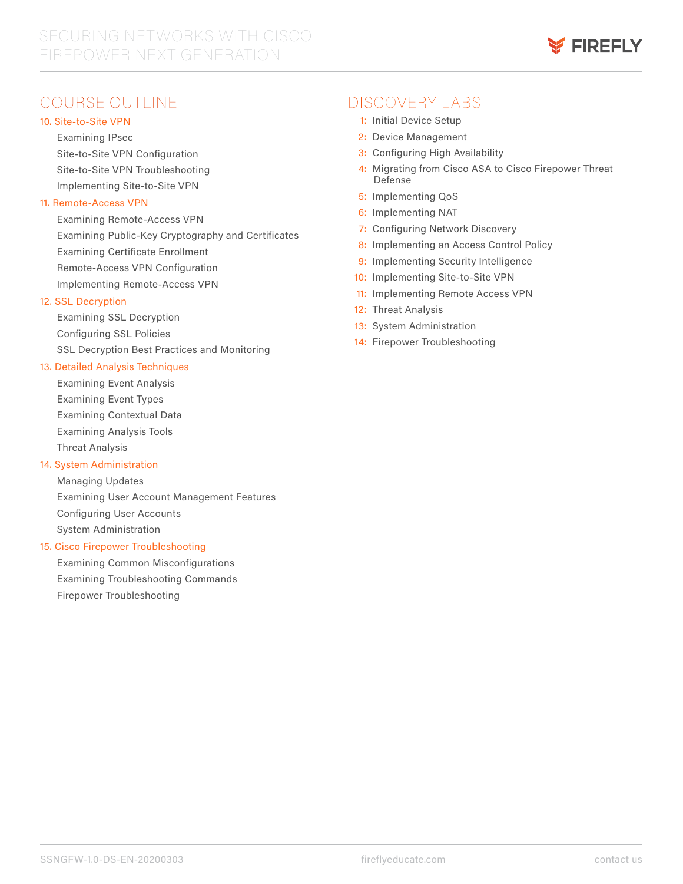## COURSE OUTLINE

10. Site-to-Site VPN
    - Examining IPsec
    - Site-to-Site VPN Configuration
    - Site-to-Site VPN Troubleshooting
    - Implementing Site-to-Site VPN
11. Remote-Access VPN
    - Examining Remote-Access VPN
    - Examining Public-Key Cryptography and Certificates
    - Examining Certificate Enrollment
    - Remote-Access VPN Configuration
    - Implementing Remote-Access VPN
12. SSL Decryption
    - Examining SSL Decryption
    - Configuring SSL Policies
    - SSL Decryption Best Practices and Monitoring
13. Detailed Analysis Techniques
    - Examining Event Analysis
    - Examining Event Types
    - Examining Contextual Data
    - Examining Analysis Tools
    - Threat Analysis
14. System Administration
    - Managing Updates
    - Examining User Account Management Features
    - Configuring User Accounts
    - System Administration
15. Cisco Firepower Troubleshooting
    - Examining Common Misconfigurations
    - Examining Troubleshooting Commands
    - Firepower Troubleshooting

## DISCOVERY LABS

1: Initial Device Setup
2: Device Management
3: Configuring High Availability
4: Migrating from Cisco ASA to Cisco Firepower Threat Defense
5: Implementing QoS
6: Implementing NAT
7: Configuring Network Discovery
8: Implementing an Access Control Policy
9: Implementing Security Intelligence
10: Implementing Site-to-Site VPN
11: Implementing Remote Access VPN
12: Threat Analysis
13: System Administration
14: Firepower Troubleshooting